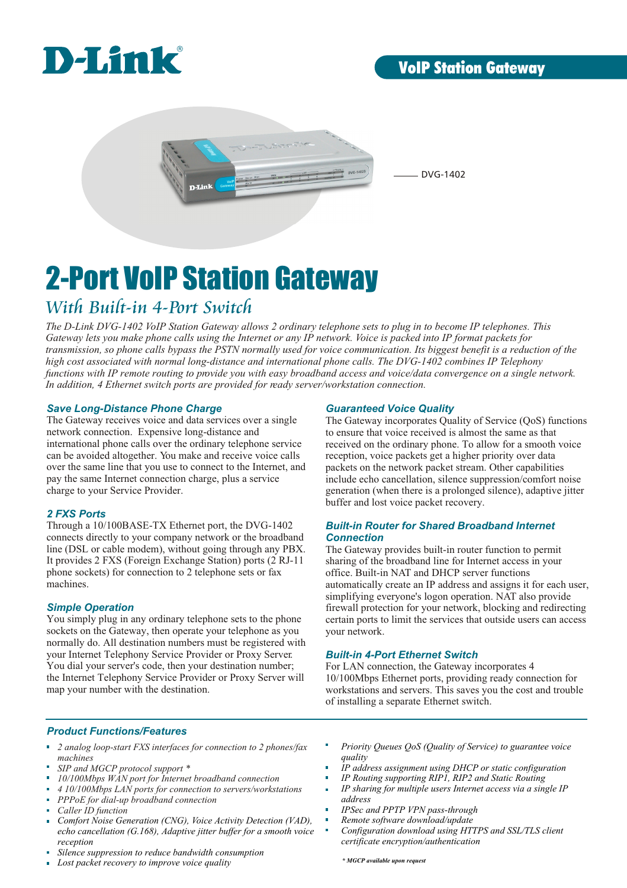D-Link®

VoIP Station Gateway

DVG-1402

# 2-Port VoIP Station Gateway

## *With Built-in 4-Port Switch*

*The D-Link DVG-1402 VoIP Station Gateway allows 2 ordinary telephone sets to plug in to become IP telephones. This Gateway lets you make phone calls using the Internet or any IP network. Voice is packed into IP format packets for transmission, so phone calls bypass the PSTN normally used for voice communication. Its biggest benefit is a reduction of the high cost associated with normal long-distance and international phone calls. The DVG-1402 combines IP Telephony functions with IP remote routing to provide you with easy broadband access and voice/data convergence on a single network. In addition, 4 Ethernet switch ports are provided for ready server/workstation connection.*

### *Save Long-Distance Phone Charge*

The Gateway receives voice and data services over a single network connection. Expensive long-distance and international phone calls over the ordinary telephone service can be avoided altogether. You make and receive voice calls over the same line that you use to connect to the Internet, and pay the same Internet connection charge, plus a service charge to your Service Provider.

### *2 FXS Ports*

Through a 10/100BASE-TX Ethernet port, the DVG-1402 connects directly to your company network or the broadband line (DSL or cable modem), without going through any PBX. It provides 2 FXS (Foreign Exchange Station) ports (2 RJ-11 phone sockets) for connection to 2 telephone sets or fax machines.

### *Simple Operation*

You simply plug in any ordinary telephone sets to the phone sockets on the Gateway, then operate your telephone as you normally do. All destination numbers must be registered with your Internet Telephony Service Provider or Proxy Server. You dial your server's code, then your destination number; the Internet Telephony Service Provider or Proxy Server will map your number with the destination.

### *Guaranteed Voice Quality*

The Gateway incorporates Quality of Service (QoS) functions to ensure that voice received is almost the same as that received on the ordinary phone. To allow for a smooth voice reception, voice packets get a higher priority over data packets on the network packet stream. Other capabilities include echo cancellation, silence suppression/comfort noise generation (when there is a prolonged silence), adaptive jitter buffer and lost voice packet recovery.

### *Built-in Router for Shared Broadband Internet Connection*

The Gateway provides built-in router function to permit sharing of the broadband line for Internet access in your office. Built-in NAT and DHCP server functions automatically create an IP address and assigns it for each user, simplifying everyone's logon operation. NAT also provide firewall protection for your network, blocking and redirecting certain ports to limit the services that outside users can access your network.

### *Built-in 4-Port Ethernet Switch*

For LAN connection, the Gateway incorporates 4 10/100Mbps Ethernet ports, providing ready connection for workstations and servers. This saves you the cost and trouble of installing a separate Ethernet switch.

### *Product Functions/Features*

- *2 analog loop-start FXS interfaces for connection to 2 phones/fax machines*
- *SIP and MGCP protocol support **
- *10/100Mbps WAN port for Internet broadband connection*
- *4 10/100Mbps LAN ports for connection to servers/workstations*
- *PPPoE for dial-up broadband connection*
- *Caller ID function*
- *Comfort Noise Generation (CNG), Voice Activity Detection (VAD), echo cancellation (G.168), Adaptive jitter buffer for a smooth voice reception*
- *Silence suppression to reduce bandwidth consumption*
- *Lost packet recovery to improve voice quality*
- *Priority Queues QoS (Quality of Service) to guarantee voice quality*
- *IP address assignment using DHCP or static configuration*
- *IP Routing supporting RIP1, RIP2 and Static Routing*
- *IP sharing for multiple users Internet access via a single IP address*
- *IPSec and PPTP VPN pass-through*
- *Remote software download/update*
- *Configuration download using HTTPS and SSL/TLS client certificate encryption/authentication*

*\* MGCP available upon request*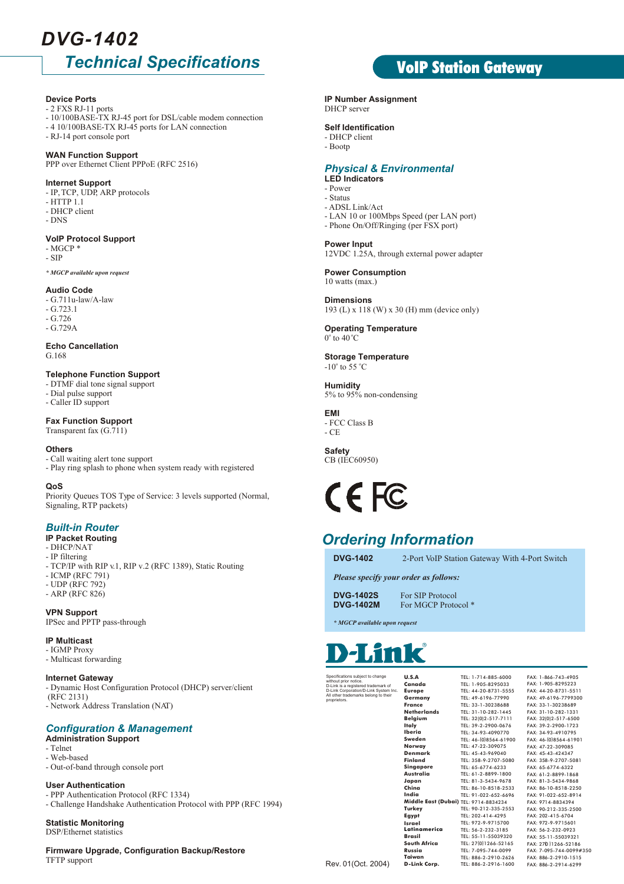# DVG-1402

## Technical Specifications

## VoIP Station Gateway

**Device Ports**
- 2 FXS RJ-11 ports
- 10/100BASE-TX RJ-45 port for DSL/cable modem connection
- 4 10/100BASE-TX RJ-45 ports for LAN connection
- RJ-14 port console port

**WAN Function Support**
PPP over Ethernet Client PPPoE (RFC 2516)

**Internet Support**
- IP, TCP, UDP, ARP protocols
- HTTP 1.1
- DHCP client
- DNS

**VoIP Protocol Support**
- MGCP *
- SIP

*\* MGCP available upon request*

**Audio Code**
- G.711u-law/A-law
- G.723.1
- G.726
- G.729A

**Echo Cancellation**
G.168

**Telephone Function Support**
- DTMF dial tone signal support
- Dial pulse support
- Caller ID support

**Fax Function Support**
Transparent fax (G.711)

**Others**
- Call waiting alert tone support
- Play ring splash to phone when system ready with registered

**QoS**
Priority Queues TOS Type of Service: 3 levels supported (Normal, Signaling, RTP packets)

### Built-in Router

**IP Packet Routing**
- DHCP/NAT
- IP filtering
- TCP/IP with RIP v.1, RIP v.2 (RFC 1389), Static Routing
- ICMP (RFC 791)
- UDP (RFC 792)
- ARP (RFC 826)

**VPN Support**
IPSec and PPTP pass-through

**IP Multicast**
- IGMP Proxy
- Multicast forwarding

**Internet Gateway**
- Dynamic Host Configuration Protocol (DHCP) server/client (RFC 2131)
- Network Address Translation (NAT)

### Configuration & Management

**Administration Support**
- Telnet
- Web-based
- Out-of-band through console port

**User Authentication**
- PPP Authentication Protocol (RFC 1334)
- Challenge Handshake Authentication Protocol with PPP (RFC 1994)

**Statistic Monitoring**
DSP/Ethernet statistics

**Firmware Upgrade, Configuration Backup/Restore**
TFTP support

**IP Number Assignment**
DHCP server

**Self Identification**
- DHCP client
- Bootp

### Physical & Environmental

**LED Indicators**
- Power
- Status
- ADSL Link/Act
- LAN 10 or 100Mbps Speed (per LAN port)
- Phone On/Off/Ringing (per FSX port)

**Power Input**
12VDC 1.25A, through external power adapter

**Power Consumption**
10 watts (max.)

**Dimensions**
193 (L) x 118 (W) x 30 (H) mm (device only)

**Operating Temperature**
0° to 40°C

**Storage Temperature**
-10° to 55 °C

**Humidity**
5% to 95% non-condensing

**EMI**
- FCC Class B
- CE

**Safety**
CB (IEC60950)

### Ordering Information

**DVG-1402** 2-Port VoIP Station Gateway With 4-Port Switch

*Please specify your order as follows:*

**DVG-1402S** For SIP Protocol
**DVG-1402M** For MGCP Protocol *

*\* MGCP available upon request*

D-Link

Specifications subject to change without prior notice.
D-Link is a registered trademark of D-Link Corporation/D-Link System Inc.
All other trademarks belong to their proprietors.

Rev. 01(Oct. 2004)

| | | |
|---|---|---|
| **U.S.A** | TEL: 1-714-885-6000 | FAX: 1-866-743-4905 |
| **Canada** | TEL: 1-905-8295033 | FAX: 1-905-8295223 |
| **Europe** | TEL: 44-20-8731-5555 | FAX: 44-20-8731-5511 |
| **Germany** | TEL: 49-6196-77990 | FAX: 49-6196-7799300 |
| **France** | TEL: 33-1-30238688 | FAX: 33-1-30238689 |
| **Netherlands** | TEL: 31-10-282-1445 | FAX: 31-10-282-1331 |
| **Belgium** | TEL: 32(0)2-517-7111 | FAX: 32(0)2-517-6500 |
| **Italy** | TEL: 39-2-2900-0676 | FAX: 39-2-2900-1723 |
| **Iberia** | TEL: 34-93-4090770 | FAX: 34-93-4910795 |
| **Sweden** | TEL: 46-(0)8564-61900 | FAX: 46-(0)8564-61901 |
| **Norway** | TEL: 47-22-309075 | FAX: 47-22-309085 |
| **Denmark** | TEL: 45-43-969040 | FAX: 45-43-424347 |
| **Finland** | TEL: 358-9-2707-5080 | FAX: 358-9-2707-5081 |
| **Singapore** | TEL: 65-6774-6233 | FAX: 65-6774-6322 |
| **Australia** | TEL: 61-2-8899-1800 | FAX: 61-2-8899-1868 |
| **Japan** | TEL: 81-3-5434-9678 | FAX: 81-3-5434-9868 |
| **China** | TEL: 86-10-8518-2533 | FAX: 86-10-8518-2250 |
| **India** | TEL: 91-022-652-6696 | FAX: 91-022-652-8914 |
| **Middle East (Dubai)** | TEL: 9714-8834234 | FAX: 9714-8834394 |
| **Turkey** | TEL: 90-212-335-2553 | FAX: 90-212-335-2500 |
| **Egypt** | TEL: 202-414-4295 | FAX: 202-415-6704 |
| **Israel** | TEL: 972-9-9715700 | FAX: 972-9-9715601 |
| **Latinamerica** | TEL: 56-2-232-3185 | FAX: 56-2-232-0923 |
| **Brasil** | TEL: 55-11-55039320 | FAX: 55-11-55039321 |
| **South Africa** | TEL: 27(0)1266-52165 | FAX: 27(0)1266-52186 |
| **Russia** | TEL: 7-095-744-0099 | FAX: 7-095-744-0099#350 |
| **Taiwan** | TEL: 886-2-2910-2626 | FAX: 886-2-2910-1515 |
| **D-Link Corp.** | TEL: 886-2-2916-1600 | FAX: 886-2-2914-6299 |